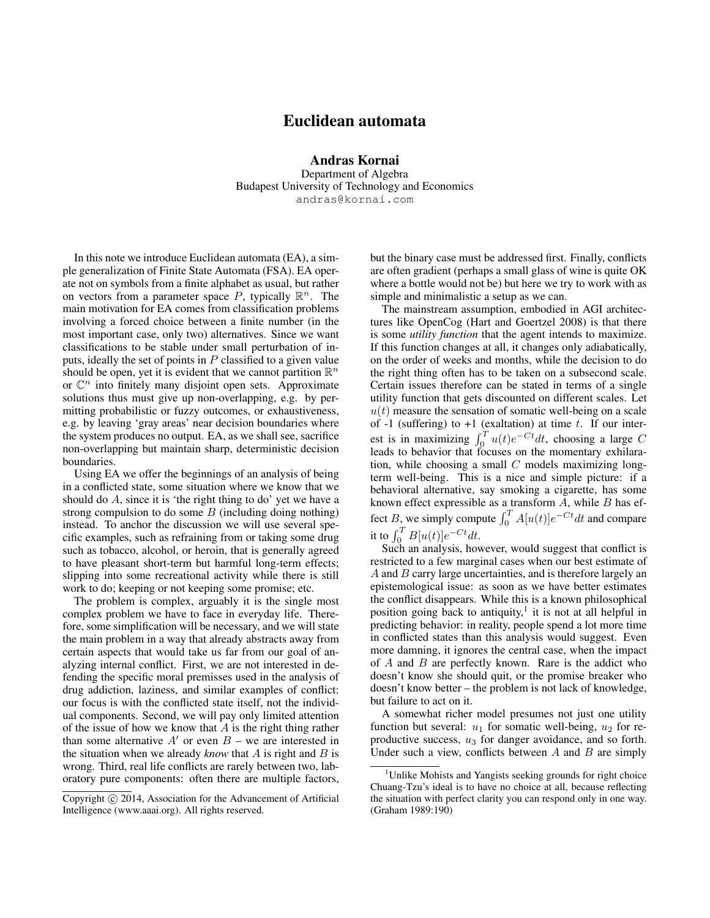# Euclidean automata

**Andras Kornai**
Department of Algebra
Budapest University of Technology and Economics
andras@kornai.com

In this note we introduce Euclidean automata (EA), a simple generalization of Finite State Automata (FSA). EA operate not on symbols from a finite alphabet as usual, but rather on vectors from a parameter space $P$, typically $\mathbb{R}^n$. The main motivation for EA comes from classification problems involving a forced choice between a finite number (in the most important case, only two) alternatives. Since we want classifications to be stable under small perturbation of inputs, ideally the set of points in $P$ classified to a given value should be open, yet it is evident that we cannot partition $\mathbb{R}^n$ or $\mathbb{C}^n$ into finitely many disjoint open sets. Approximate solutions thus must give up non-overlapping, e.g. by permitting probabilistic or fuzzy outcomes, or exhaustiveness, e.g. by leaving 'gray areas' near decision boundaries where the system produces no output. EA, as we shall see, sacrifice non-overlapping but maintain sharp, deterministic decision boundaries.

Using EA we offer the beginnings of an analysis of being in a conflicted state, some situation where we know that we should do $A$, since it is 'the right thing to do' yet we have a strong compulsion to do some $B$ (including doing nothing) instead. To anchor the discussion we will use several specific examples, such as refraining from or taking some drug such as tobacco, alcohol, or heroin, that is generally agreed to have pleasant short-term but harmful long-term effects; slipping into some recreational activity while there is still work to do; keeping or not keeping some promise; etc.

The problem is complex, arguably it is the single most complex problem we have to face in everyday life. Therefore, some simplification will be necessary, and we will state the main problem in a way that already abstracts away from certain aspects that would take us far from our goal of analyzing internal conflict. First, we are not interested in defending the specific moral premisses used in the analysis of drug addiction, laziness, and similar examples of conflict: our focus is with the conflicted state itself, not the individual components. Second, we will pay only limited attention of the issue of how we know that $A$ is the right thing rather than some alternative $A'$ or even $B$ – we are interested in the situation when we already *know* that $A$ is right and $B$ is wrong. Third, real life conflicts are rarely between two, laboratory pure components: often there are multiple factors, but the binary case must be addressed first. Finally, conflicts are often gradient (perhaps a small glass of wine is quite OK where a bottle would not be) but here we try to work with as simple and minimalistic a setup as we can.

The mainstream assumption, embodied in AGI architectures like OpenCog (Hart and Goertzel 2008) is that there is some *utility function* that the agent intends to maximize. If this function changes at all, it changes only adiabatically, on the order of weeks and months, while the decision to do the right thing often has to be taken on a subsecond scale. Certain issues therefore can be stated in terms of a single utility function that gets discounted on different scales. Let $u(t)$ measure the sensation of somatic well-being on a scale of -1 (suffering) to +1 (exaltation) at time $t$. If our interest is in maximizing $\int_0^T u(t)e^{-Ct}dt$, choosing a large $C$ leads to behavior that focuses on the momentary exhilaration, while choosing a small $C$ models maximizing long-term well-being. This is a nice and simple picture: if a behavioral alternative, say smoking a cigarette, has some known effect expressible as a transform $A$, while $B$ has effect $B$, we simply compute $\int_0^T A[u(t)]e^{-Ct}dt$ and compare it to $\int_0^T B[u(t)]e^{-Ct}dt$.

Such an analysis, however, would suggest that conflict is restricted to a few marginal cases when our best estimate of $A$ and $B$ carry large uncertainties, and is therefore largely an epistemological issue: as soon as we have better estimates the conflict disappears. While this is a known philosophical position going back to antiquity,[1] it is not at all helpful in predicting behavior: in reality, people spend a lot more time in conflicted states than this analysis would suggest. Even more damning, it ignores the central case, when the impact of $A$ and $B$ are perfectly known. Rare is the addict who doesn't know she should quit, or the promise breaker who doesn't know better – the problem is not lack of knowledge, but failure to act on it.

A somewhat richer model presumes not just one utility function but several: $u_1$ for somatic well-being, $u_2$ for reproductive success, $u_3$ for danger avoidance, and so forth. Under such a view, conflicts between $A$ and $B$ are simply

[1] Unlike Mohists and Yangists seeking grounds for right choice Chuang-Tzu's ideal is to have no choice at all, because reflecting the situation with perfect clarity you can respond only in one way. (Graham 1989:190)

Copyright © 2014, Association for the Advancement of Artificial Intelligence (www.aaai.org). All rights reserved.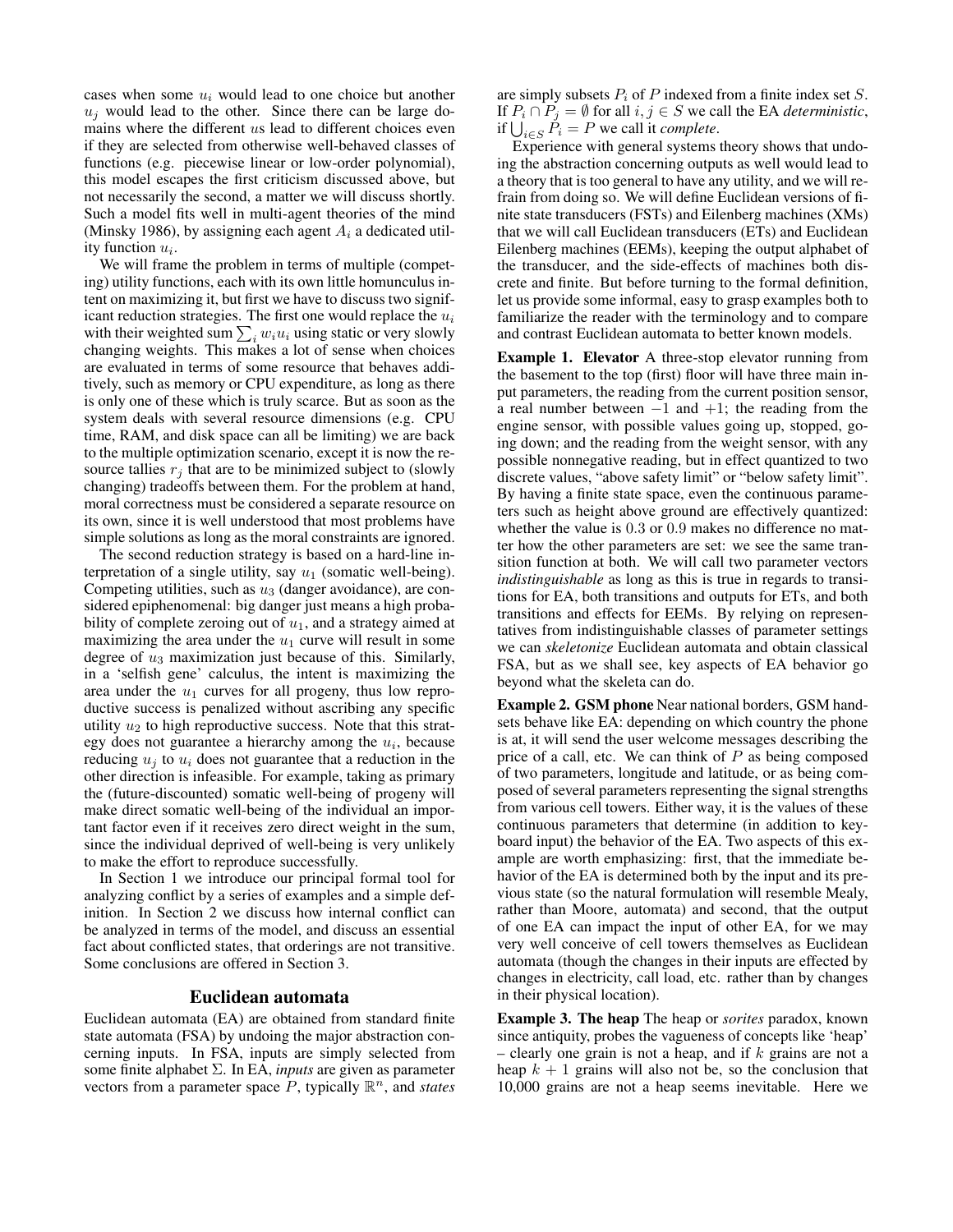cases when some $u_i$ would lead to one choice but another $u_j$ would lead to the other. Since there can be large domains where the different $u$s lead to different choices even if they are selected from otherwise well-behaved classes of functions (e.g. piecewise linear or low-order polynomial), this model escapes the first criticism discussed above, but not necessarily the second, a matter we will discuss shortly. Such a model fits well in multi-agent theories of the mind (Minsky 1986), by assigning each agent $A_i$ a dedicated utility function $u_i$.

We will frame the problem in terms of multiple (competing) utility functions, each with its own little homunculus intent on maximizing it, but first we have to discuss two significant reduction strategies. The first one would replace the $u_i$ with their weighted sum $\sum_i w_i u_i$ using static or very slowly changing weights. This makes a lot of sense when choices are evaluated in terms of some resource that behaves additively, such as memory or CPU expenditure, as long as there is only one of these which is truly scarce. But as soon as the system deals with several resource dimensions (e.g. CPU time, RAM, and disk space can all be limiting) we are back to the multiple optimization scenario, except it is now the resource tallies $r_j$ that are to be minimized subject to (slowly changing) tradeoffs between them. For the problem at hand, moral correctness must be considered a separate resource on its own, since it is well understood that most problems have simple solutions as long as the moral constraints are ignored.

The second reduction strategy is based on a hard-line interpretation of a single utility, say $u_1$ (somatic well-being). Competing utilities, such as $u_3$ (danger avoidance), are considered epiphenomenal: big danger just means a high probability of complete zeroing out of $u_1$, and a strategy aimed at maximizing the area under the $u_1$ curve will result in some degree of $u_3$ maximization just because of this. Similarly, in a 'selfish gene' calculus, the intent is maximizing the area under the $u_1$ curves for all progeny, thus low reproductive success is penalized without ascribing any specific utility $u_2$ to high reproductive success. Note that this strategy does not guarantee a hierarchy among the $u_i$, because reducing $u_j$ to $u_i$ does not guarantee that a reduction in the other direction is infeasible. For example, taking as primary the (future-discounted) somatic well-being of progeny will make direct somatic well-being of the individual an important factor even if it receives zero direct weight in the sum, since the individual deprived of well-being is very unlikely to make the effort to reproduce successfully.

In Section 1 we introduce our principal formal tool for analyzing conflict by a series of examples and a simple definition. In Section 2 we discuss how internal conflict can be analyzed in terms of the model, and discuss an essential fact about conflicted states, that orderings are not transitive. Some conclusions are offered in Section 3.

## Euclidean automata

Euclidean automata (EA) are obtained from standard finite state automata (FSA) by undoing the major abstraction concerning inputs. In FSA, inputs are simply selected from some finite alphabet $\Sigma$. In EA, *inputs* are given as parameter vectors from a parameter space $P$, typically $\mathbb{R}^n$, and *states* are simply subsets $P_i$ of $P$ indexed from a finite index set $S$. If $P_i \cap P_j = \emptyset$ for all $i, j \in S$ we call the EA *deterministic*, if $\bigcup_{i \in S} P_i = P$ we call it *complete*.

Experience with general systems theory shows that undoing the abstraction concerning outputs as well would lead to a theory that is too general to have any utility, and we will refrain from doing so. We will define Euclidean versions of finite state transducers (FSTs) and Eilenberg machines (XMs) that we will call Euclidean transducers (ETs) and Euclidean Eilenberg machines (EEMs), keeping the output alphabet of the transducer, and the side-effects of machines both discrete and finite. But before turning to the formal definition, let us provide some informal, easy to grasp examples both to familiarize the reader with the terminology and to compare and contrast Euclidean automata to better known models.

**Example 1. Elevator** A three-stop elevator running from the basement to the top (first) floor will have three main input parameters, the reading from the current position sensor, a real number between $-1$ and $+1$; the reading from the engine sensor, with possible values going up, stopped, going down; and the reading from the weight sensor, with any possible nonnegative reading, but in effect quantized to two discrete values, "above safety limit" or "below safety limit". By having a finite state space, even the continuous parameters such as height above ground are effectively quantized: whether the value is $0.3$ or $0.9$ makes no difference no matter how the other parameters are set: we see the same transition function at both. We will call two parameter vectors *indistinguishable* as long as this is true in regards to transitions for EA, both transitions and outputs for ETs, and both transitions and effects for EEMs. By relying on representatives from indistinguishable classes of parameter settings we can *skeletonize* Euclidean automata and obtain classical FSA, but as we shall see, key aspects of EA behavior go beyond what the skeleta can do.

**Example 2. GSM phone** Near national borders, GSM handsets behave like EA: depending on which country the phone is at, it will send the user welcome messages describing the price of a call, etc. We can think of $P$ as being composed of two parameters, longitude and latitude, or as being composed of several parameters representing the signal strengths from various cell towers. Either way, it is the values of these continuous parameters that determine (in addition to keyboard input) the behavior of the EA. Two aspects of this example are worth emphasizing: first, that the immediate behavior of the EA is determined both by the input and its previous state (so the natural formulation will resemble Mealy, rather than Moore, automata) and second, that the output of one EA can impact the input of other EA, for we may very well conceive of cell towers themselves as Euclidean automata (though the changes in their inputs are effected by changes in electricity, call load, etc. rather than by changes in their physical location).

**Example 3. The heap** The heap or *sorites* paradox, known since antiquity, probes the vagueness of concepts like 'heap' – clearly one grain is not a heap, and if $k$ grains are not a heap $k + 1$ grains will also not be, so the conclusion that 10,000 grains are not a heap seems inevitable. Here we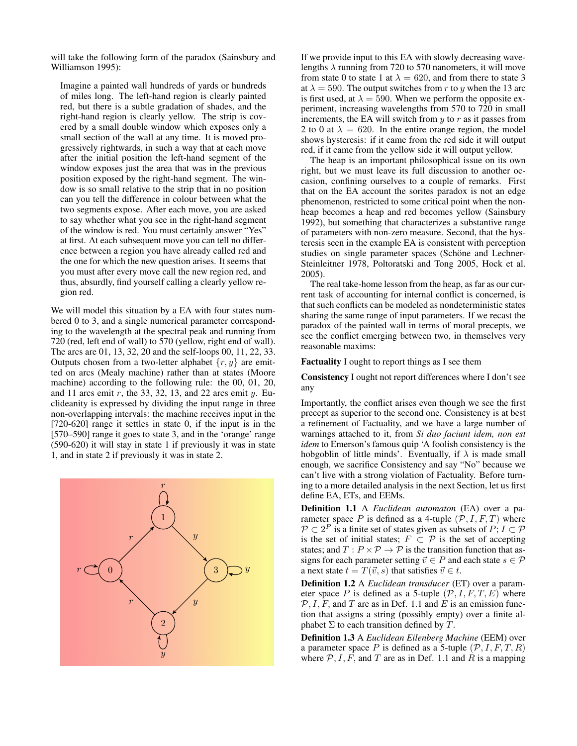will take the following form of the paradox (Sainsbury and Williamson 1995):

> Imagine a painted wall hundreds of yards or hundreds of miles long. The left-hand region is clearly painted red, but there is a subtle gradation of shades, and the right-hand region is clearly yellow. The strip is covered by a small double window which exposes only a small section of the wall at any time. It is moved progressively rightwards, in such a way that at each move after the initial position the left-hand segment of the window exposes just the area that was in the previous position exposed by the right-hand segment. The window is so small relative to the strip that in no position can you tell the difference in colour between what the two segments expose. After each move, you are asked to say whether what you see in the right-hand segment of the window is red. You must certainly answer "Yes" at first. At each subsequent move you can tell no difference between a region you have already called red and the one for which the new question arises. It seems that you must after every move call the new region red, and thus, absurdly, find yourself calling a clearly yellow region red.

We will model this situation by a EA with four states numbered 0 to 3, and a single numerical parameter corresponding to the wavelength at the spectral peak and running from 720 (red, left end of wall) to 570 (yellow, right end of wall). The arcs are 01, 13, 32, 20 and the self-loops 00, 11, 22, 33. Outputs chosen from a two-letter alphabet $\{r, y\}$ are emitted on arcs (Mealy machine) rather than at states (Moore machine) according to the following rule: the 00, 01, 20, and 11 arcs emit $r$, the 33, 32, 13, and 22 arcs emit $y$. Euclideanity is expressed by dividing the input range in three non-overlapping intervals: the machine receives input in the [720-620] range it settles in state 0, if the input is in the [570–590] range it goes to state 3, and in the 'orange' range (590-620) it will stay in state 1 if previously it was in state 1, and in state 2 if previously it was in state 2.

If we provide input to this EA with slowly decreasing wavelengths $\lambda$ running from 720 to 570 nanometers, it will move from state 0 to state 1 at $\lambda = 620$, and from there to state 3 at $\lambda = 590$. The output switches from $r$ to $y$ when the 13 arc is first used, at $\lambda = 590$. When we perform the opposite experiment, increasing wavelengths from 570 to 720 in small increments, the EA will switch from $y$ to $r$ as it passes from 2 to 0 at $\lambda = 620$. In the entire orange region, the model shows hysteresis: if it came from the red side it will output red, if it came from the yellow side it will output yellow.

The heap is an important philosophical issue on its own right, but we must leave its full discussion to another occasion, confining ourselves to a couple of remarks. First that on the EA account the sorites paradox is not an edge phenomenon, restricted to some critical point when the nonheap becomes a heap and red becomes yellow (Sainsbury 1992), but something that characterizes a substantive range of parameters with non-zero measure. Second, that the hysteresis seen in the example EA is consistent with perception studies on single parameter spaces (Schöne and Lechner-Steinleitner 1978, Poltoratski and Tong 2005, Hock et al. 2005).

The real take-home lesson from the heap, as far as our current task of accounting for internal conflict is concerned, is that such conflicts can be modeled as nondeterministic states sharing the same range of input parameters. If we recast the paradox of the painted wall in terms of moral precepts, we see the conflict emerging between two, in themselves very reasonable maxims:

**Factuality** I ought to report things as I see them

**Consistency** I ought not report differences where I don't see any

Importantly, the conflict arises even though we see the first precept as superior to the second one. Consistency is at best a refinement of Factuality, and we have a large number of warnings attached to it, from *Si duo faciunt idem, non est idem* to Emerson's famous quip 'A foolish consistency is the hobgoblin of little minds'. Eventually, if $\lambda$ is made small enough, we sacrifice Consistency and say "No" because we can't live with a strong violation of Factuality. Before turning to a more detailed analysis in the next Section, let us first define EA, ETs, and EEMs.

**Definition 1.1** A *Euclidean automaton* (EA) over a parameter space $P$ is defined as a 4-tuple $(\mathcal{P}, I, F, T)$ where $\mathcal{P} \subset 2^P$ is a finite set of states given as subsets of $P$; $I \subset \mathcal{P}$ is the set of initial states; $F \subset \mathcal{P}$ is the set of accepting states; and $T : P \times \mathcal{P} \rightarrow \mathcal{P}$ is the transition function that assigns for each parameter setting $\vec{v} \in P$ and each state $s \in \mathcal{P}$ a next state $t = T(\vec{v}, s)$ that satisfies $\vec{v} \in t$.

**Definition 1.2** A *Euclidean transducer* (ET) over a parameter space $P$ is defined as a 5-tuple $(\mathcal{P}, I, F, T, E)$ where $\mathcal{P}, I, F,$ and $T$ are as in Def. 1.1 and $E$ is an emission function that assigns a string (possibly empty) over a finite alphabet $\Sigma$ to each transition defined by $T$.

**Definition 1.3** A *Euclidean Eilenberg Machine* (EEM) over a parameter space $P$ is defined as a 5-tuple $(\mathcal{P}, I, F, T, R)$ where $\mathcal{P}, I, F,$ and $T$ are as in Def. 1.1 and $R$ is a mapping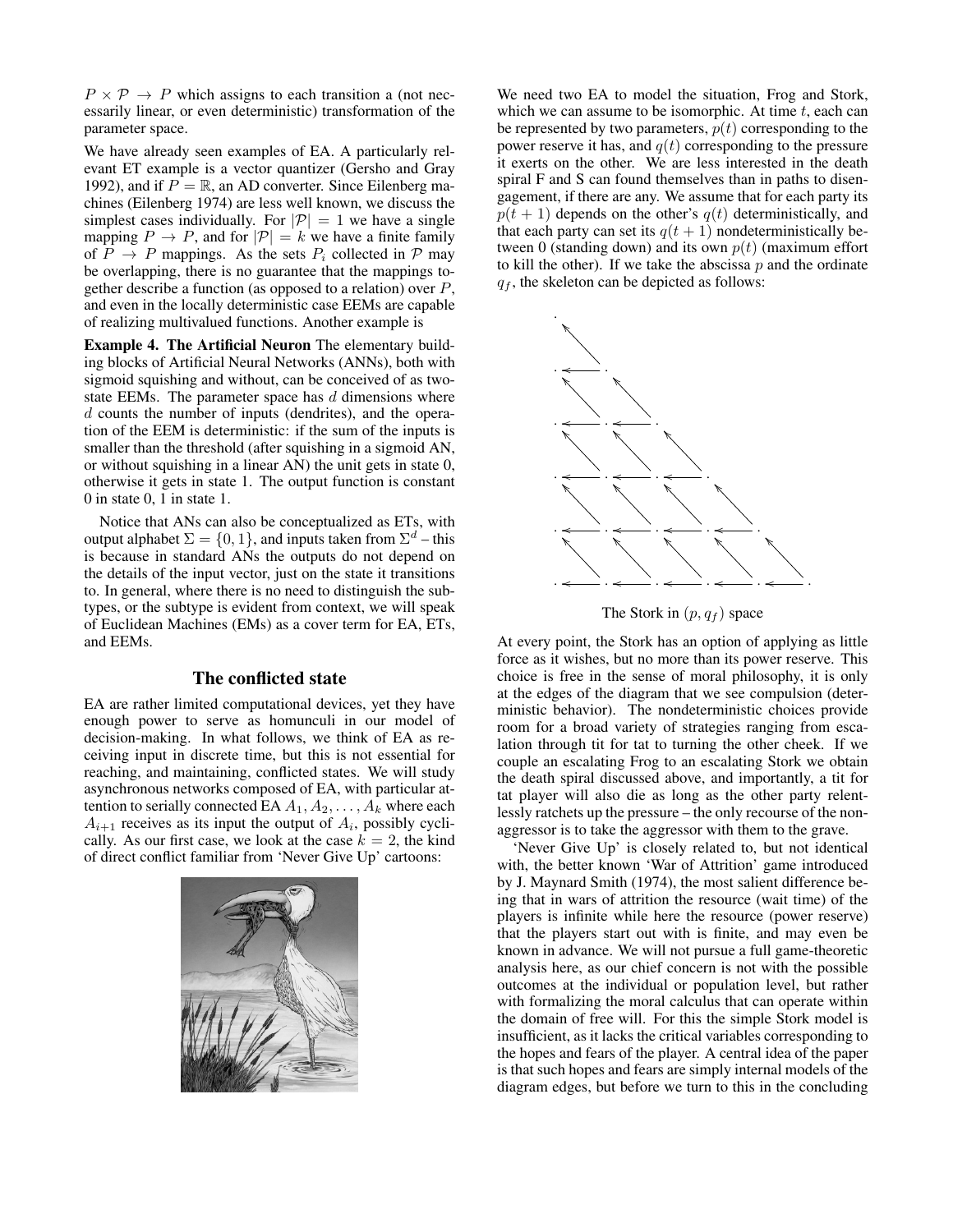$P \times \mathcal{P} \rightarrow P$ which assigns to each transition a (not necessarily linear, or even deterministic) transformation of the parameter space.

We have already seen examples of EA. A particularly relevant ET example is a vector quantizer (Gersho and Gray 1992), and if $P = \mathbb{R}$, an AD converter. Since Eilenberg machines (Eilenberg 1974) are less well known, we discuss the simplest cases individually. For $|\mathcal{P}| = 1$ we have a single mapping $P \rightarrow P$, and for $|\mathcal{P}| = k$ we have a finite family of $P \rightarrow P$ mappings. As the sets $P_i$ collected in $\mathcal{P}$ may be overlapping, there is no guarantee that the mappings together describe a function (as opposed to a relation) over $P$, and even in the locally deterministic case EEMs are capable of realizing multivalued functions. Another example is

**Example 4. The Artificial Neuron** The elementary building blocks of Artificial Neural Networks (ANNs), both with sigmoid squishing and without, can be conceived of as two-state EEMs. The parameter space has $d$ dimensions where $d$ counts the number of inputs (dendrites), and the operation of the EEM is deterministic: if the sum of the inputs is smaller than the threshold (after squishing in a sigmoid AN, or without squishing in a linear AN) the unit gets in state 0, otherwise it gets in state 1. The output function is constant 0 in state 0, 1 in state 1.

Notice that ANs can also be conceptualized as ETs, with output alphabet $\Sigma = \{0, 1\}$, and inputs taken from $\Sigma^d$ – this is because in standard ANs the outputs do not depend on the details of the input vector, just on the state it transitions to. In general, where there is no need to distinguish the subtypes, or the subtype is evident from context, we will speak of Euclidean Machines (EMs) as a cover term for EA, ETs, and EEMs.

## The conflicted state

EA are rather limited computational devices, yet they have enough power to serve as homunculi in our model of decision-making. In what follows, we think of EA as receiving input in discrete time, but this is not essential for reaching, and maintaining, conflicted states. We will study asynchronous networks composed of EA, with particular attention to serially connected EA $A_1, A_2, \ldots, A_k$ where each $A_{i+1}$ receives as its input the output of $A_i$, possibly cyclically. As our first case, we look at the case $k = 2$, the kind of direct conflict familiar from 'Never Give Up' cartoons:

We need two EA to model the situation, Frog and Stork, which we can assume to be isomorphic. At time $t$, each can be represented by two parameters, $p(t)$ corresponding to the power reserve it has, and $q(t)$ corresponding to the pressure it exerts on the other. We are less interested in the death spiral F and S can found themselves than in paths to disengagement, if there are any. We assume that for each party its $p(t + 1)$ depends on the other's $q(t)$ deterministically, and that each party can set its $q(t + 1)$ nondeterministically between 0 (standing down) and its own $p(t)$ (maximum effort to kill the other). If we take the abscissa $p$ and the ordinate $q_f$, the skeleton can be depicted as follows:

The Stork in $(p, q_f)$ space

At every point, the Stork has an option of applying as little force as it wishes, but no more than its power reserve. This choice is free in the sense of moral philosophy, it is only at the edges of the diagram that we see compulsion (deterministic behavior). The nondeterministic choices provide room for a broad variety of strategies ranging from escalation through tit for tat to turning the other cheek. If we couple an escalating Frog to an escalating Stork we obtain the death spiral discussed above, and importantly, a tit for tat player will also die as long as the other party relentlessly ratchets up the pressure – the only recourse of the non-aggressor is to take the aggressor with them to the grave.

'Never Give Up' is closely related to, but not identical with, the better known 'War of Attrition' game introduced by J. Maynard Smith (1974), the most salient difference being that in wars of attrition the resource (wait time) of the players is infinite while here the resource (power reserve) that the players start out with is finite, and may even be known in advance. We will not pursue a full game-theoretic analysis here, as our chief concern is not with the possible outcomes at the individual or population level, but rather with formalizing the moral calculus that can operate within the domain of free will. For this the simple Stork model is insufficient, as it lacks the critical variables corresponding to the hopes and fears of the player. A central idea of the paper is that such hopes and fears are simply internal models of the diagram edges, but before we turn to this in the concluding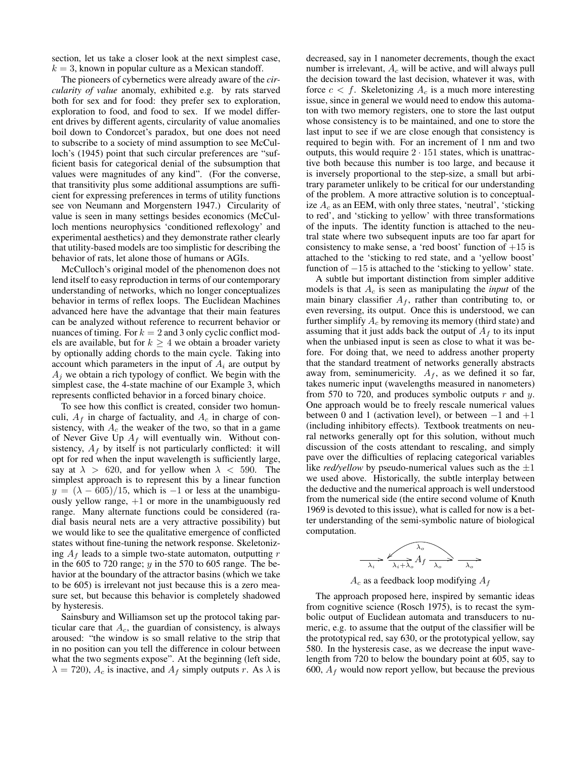section, let us take a closer look at the next simplest case, $k = 3$, known in popular culture as a Mexican standoff.

The pioneers of cybernetics were already aware of the *circularity of value* anomaly, exhibited e.g. by rats starved both for sex and for food: they prefer sex to exploration, exploration to food, and food to sex. If we model different drives by different agents, circularity of value anomalies boil down to Condorcet's paradox, but one does not need to subscribe to a society of mind assumption to see McCulloch's (1945) point that such circular preferences are "sufficient basis for categorical denial of the subsumption that values were magnitudes of any kind". (For the converse, that transitivity plus some additional assumptions are sufficient for expressing preferences in terms of utility functions see von Neumann and Morgenstern 1947.) Circularity of value is seen in many settings besides economics (McCulloch mentions neurophysics 'conditioned reflexology' and experimental aesthetics) and they demonstrate rather clearly that utility-based models are too simplistic for describing the behavior of rats, let alone those of humans or AGIs.

McCulloch's original model of the phenomenon does not lend itself to easy reproduction in terms of our contemporary understanding of networks, which no longer conceptualizes behavior in terms of reflex loops. The Euclidean Machines advanced here have the advantage that their main features can be analyzed without reference to recurrent behavior or nuances of timing. For $k = 2$ and 3 only cyclic conflict models are available, but for $k \geq 4$ we obtain a broader variety by optionally adding chords to the main cycle. Taking into account which parameters in the input of $A_i$ are output by $A_j$ we obtain a rich typology of conflict. We begin with the simplest case, the 4-state machine of our Example 3, which represents conflicted behavior in a forced binary choice.

To see how this conflict is created, consider two homunculi, $A_f$ in charge of factuality, and $A_c$ in charge of consistency, with $A_c$ the weaker of the two, so that in a game of Never Give Up $A_f$ will eventually win. Without consistency, $A_f$ by itself is not particularly conflicted: it will opt for red when the input wavelength is sufficiently large, say at $\lambda > 620$, and for yellow when $\lambda < 590$. The simplest approach is to represent this by a linear function $y = (\lambda - 605)/15$, which is $-1$ or less at the unambiguously yellow range, $+1$ or more in the unambiguously red range. Many alternate functions could be considered (radial basis neural nets are a very attractive possibility) but we would like to see the qualitative emergence of conflicted states without fine-tuning the network response. Skeletonizing $A_f$ leads to a simple two-state automaton, outputting $r$ in the 605 to 720 range; $y$ in the 570 to 605 range. The behavior at the boundary of the attractor basins (which we take to be 605) is irrelevant not just because this is a zero measure set, but because this behavior is completely shadowed by hysteresis.

Sainsbury and Williamson set up the protocol taking particular care that $A_c$, the guardian of consistency, is always aroused: "the window is so small relative to the strip that in no position can you tell the difference in colour between what the two segments expose". At the beginning (left side, $\lambda = 720$), $A_c$ is inactive, and $A_f$ simply outputs $r$. As $\lambda$ is decreased, say in 1 nanometer decrements, though the exact number is irrelevant, $A_c$ will be active, and will always pull the decision toward the last decision, whatever it was, with force $c < f$. Skeletonizing $A_c$ is a much more interesting issue, since in general we would need to endow this automaton with two memory registers, one to store the last output whose consistency is to be maintained, and one to store the last input to see if we are close enough that consistency is required to begin with. For an increment of 1 nm and two outputs, this would require $2 \cdot 151$ states, which is unattractive both because this number is too large, and because it is inversely proportional to the step-size, a small but arbitrary parameter unlikely to be critical for our understanding of the problem. A more attractive solution is to conceptualize $A_c$ as an EEM, with only three states, 'neutral', 'sticking to red', and 'sticking to yellow' with three transformations of the inputs. The identity function is attached to the neutral state where two subsequent inputs are too far apart for consistency to make sense, a 'red boost' function of $+15$ is attached to the 'sticking to red state, and a 'yellow boost' function of $-15$ is attached to the 'sticking to yellow' state.

A subtle but important distinction from simpler additive models is that $A_c$ is seen as manipulating the *input* of the main binary classifier $A_f$, rather than contributing to, or even reversing, its output. Once this is understood, we can further simplify $A_c$ by removing its memory (third state) and assuming that it just adds back the output of $A_f$ to its input when the unbiased input is seen as close to what it was before. For doing that, we need to address another property that the standard treatment of networks generally abstracts away from, seminumericity. $A_f$, as we defined it so far, takes numeric input (wavelengths measured in nanometers) from 570 to 720, and produces symbolic outputs $r$ and $y$. One approach would be to freely rescale numerical values between 0 and 1 (activation level), or between $-1$ and $+1$ (including inhibitory effects). Textbook treatments on neural networks generally opt for this solution, without much discussion of the costs attendant to rescaling, and simply pave over the difficulties of replacing categorical variables like *red/yellow* by pseudo-numerical values such as the $\pm 1$ we used above. Historically, the subtle interplay between the deductive and the numerical approach is well understood from the numerical side (the entire second volume of Knuth 1969 is devoted to this issue), what is called for now is a better understanding of the semi-symbolic nature of biological computation.

$$\xrightarrow{\lambda_i} \xrightarrow{\lambda_i + \lambda_o} A_f \xrightarrow{\lambda_o} \xrightarrow{\lambda_o}$$

$A_c$ as a feedback loop modifying $A_f$

The approach proposed here, inspired by semantic ideas from cognitive science (Rosch 1975), is to recast the symbolic output of Euclidean automata and transducers to numeric, e.g. to assume that the output of the classifier will be the prototypical red, say 630, or the prototypical yellow, say 580. In the hysteresis case, as we decrease the input wavelength from 720 to below the boundary point at 605, say to 600, $A_f$ would now report yellow, but because the previous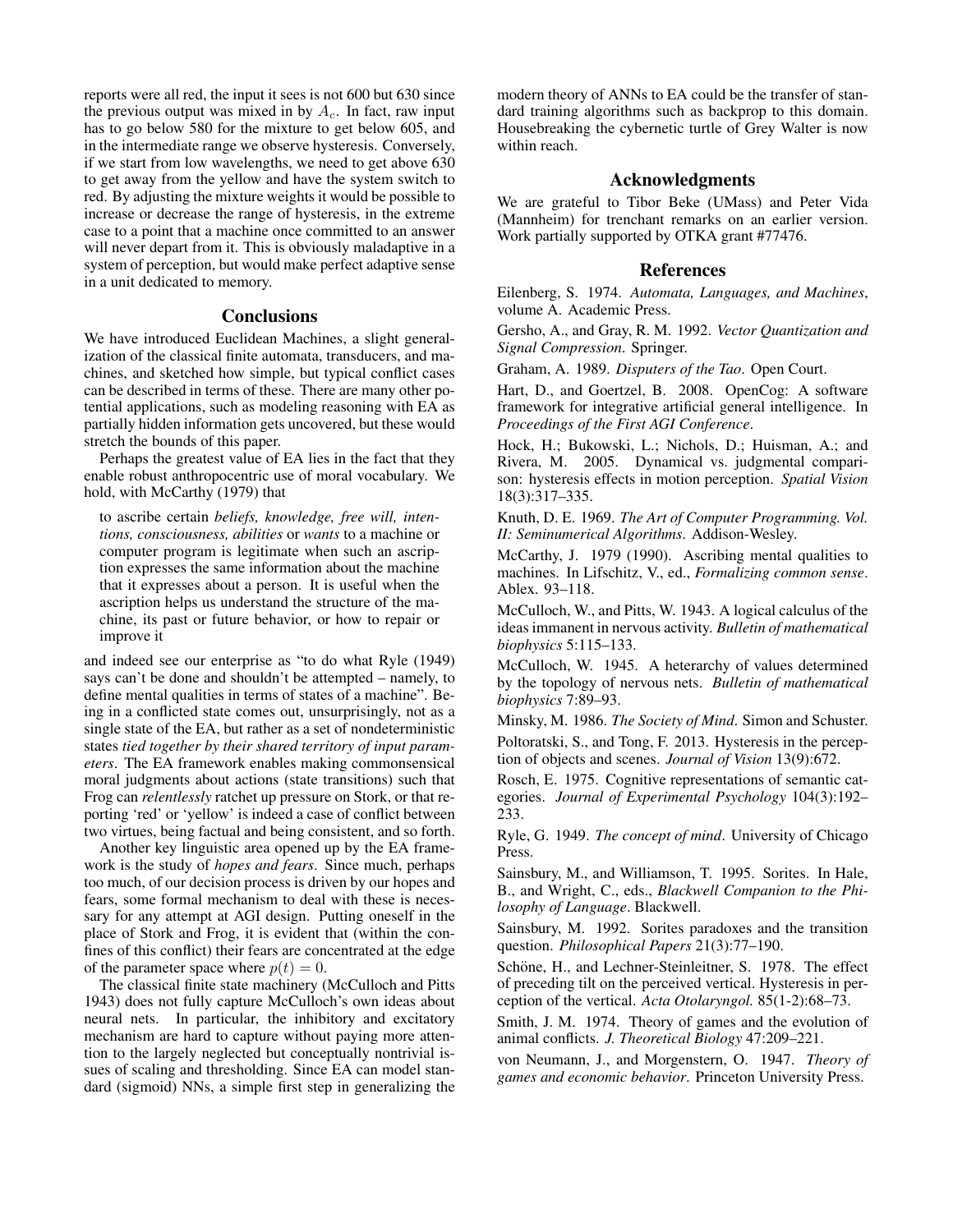reports were all red, the input it sees is not 600 but 630 since the previous output was mixed in by $A_c$. In fact, raw input has to go below 580 for the mixture to get below 605, and in the intermediate range we observe hysteresis. Conversely, if we start from low wavelengths, we need to get above 630 to get away from the yellow and have the system switch to red. By adjusting the mixture weights it would be possible to increase or decrease the range of hysteresis, in the extreme case to a point that a machine once committed to an answer will never depart from it. This is obviously maladaptive in a system of perception, but would make perfect adaptive sense in a unit dedicated to memory.

## Conclusions

We have introduced Euclidean Machines, a slight generalization of the classical finite automata, transducers, and machines, and sketched how simple, but typical conflict cases can be described in terms of these. There are many other potential applications, such as modeling reasoning with EA as partially hidden information gets uncovered, but these would stretch the bounds of this paper.

Perhaps the greatest value of EA lies in the fact that they enable robust anthropocentric use of moral vocabulary. We hold, with McCarthy (1979) that

> to ascribe certain *beliefs, knowledge, free will, intentions, consciousness, abilities* or *wants* to a machine or computer program is legitimate when such an ascription expresses the same information about the machine that it expresses about a person. It is useful when the ascription helps us understand the structure of the machine, its past or future behavior, or how to repair or improve it

and indeed see our enterprise as "to do what Ryle (1949) says can't be done and shouldn't be attempted – namely, to define mental qualities in terms of states of a machine". Being in a conflicted state comes out, unsurprisingly, not as a single state of the EA, but rather as a set of nondeterministic states *tied together by their shared territory of input parameters*. The EA framework enables making commonsensical moral judgments about actions (state transitions) such that Frog can *relentlessly* ratchet up pressure on Stork, or that reporting 'red' or 'yellow' is indeed a case of conflict between two virtues, being factual and being consistent, and so forth.

Another key linguistic area opened up by the EA framework is the study of *hopes and fears*. Since much, perhaps too much, of our decision process is driven by our hopes and fears, some formal mechanism to deal with these is necessary for any attempt at AGI design. Putting oneself in the place of Stork and Frog, it is evident that (within the confines of this conflict) their fears are concentrated at the edge of the parameter space where $p(t) = 0$.

The classical finite state machinery (McCulloch and Pitts 1943) does not fully capture McCulloch's own ideas about neural nets. In particular, the inhibitory and excitatory mechanism are hard to capture without paying more attention to the largely neglected but conceptually nontrivial issues of scaling and thresholding. Since EA can model standard (sigmoid) NNs, a simple first step in generalizing the modern theory of ANNs to EA could be the transfer of standard training algorithms such as backprop to this domain. Housebreaking the cybernetic turtle of Grey Walter is now within reach.

## Acknowledgments

We are grateful to Tibor Beke (UMass) and Peter Vida (Mannheim) for trenchant remarks on an earlier version. Work partially supported by OTKA grant #77476.

## References

Eilenberg, S. 1974. *Automata, Languages, and Machines*, volume A. Academic Press.

Gersho, A., and Gray, R. M. 1992. *Vector Quantization and Signal Compression*. Springer.

Graham, A. 1989. *Disputers of the Tao*. Open Court.

Hart, D., and Goertzel, B. 2008. OpenCog: A software framework for integrative artificial general intelligence. In *Proceedings of the First AGI Conference*.

Hock, H.; Bukowski, L.; Nichols, D.; Huisman, A.; and Rivera, M. 2005. Dynamical vs. judgmental comparison: hysteresis effects in motion perception. *Spatial Vision* 18(3):317–335.

Knuth, D. E. 1969. *The Art of Computer Programming. Vol. II: Seminumerical Algorithms*. Addison-Wesley.

McCarthy, J. 1979 (1990). Ascribing mental qualities to machines. In Lifschitz, V., ed., *Formalizing common sense*. Ablex. 93–118.

McCulloch, W., and Pitts, W. 1943. A logical calculus of the ideas immanent in nervous activity. *Bulletin of mathematical biophysics* 5:115–133.

McCulloch, W. 1945. A heterarchy of values determined by the topology of nervous nets. *Bulletin of mathematical biophysics* 7:89–93.

Minsky, M. 1986. *The Society of Mind*. Simon and Schuster.

Poltoratski, S., and Tong, F. 2013. Hysteresis in the perception of objects and scenes. *Journal of Vision* 13(9):672.

Rosch, E. 1975. Cognitive representations of semantic categories. *Journal of Experimental Psychology* 104(3):192–233.

Ryle, G. 1949. *The concept of mind*. University of Chicago Press.

Sainsbury, M., and Williamson, T. 1995. Sorites. In Hale, B., and Wright, C., eds., *Blackwell Companion to the Philosophy of Language*. Blackwell.

Sainsbury, M. 1992. Sorites paradoxes and the transition question. *Philosophical Papers* 21(3):77–190.

Schöne, H., and Lechner-Steinleitner, S. 1978. The effect of preceding tilt on the perceived vertical. Hysteresis in perception of the vertical. *Acta Otolaryngol.* 85(1-2):68–73.

Smith, J. M. 1974. Theory of games and the evolution of animal conflicts. *J. Theoretical Biology* 47:209–221.

von Neumann, J., and Morgenstern, O. 1947. *Theory of games and economic behavior*. Princeton University Press.